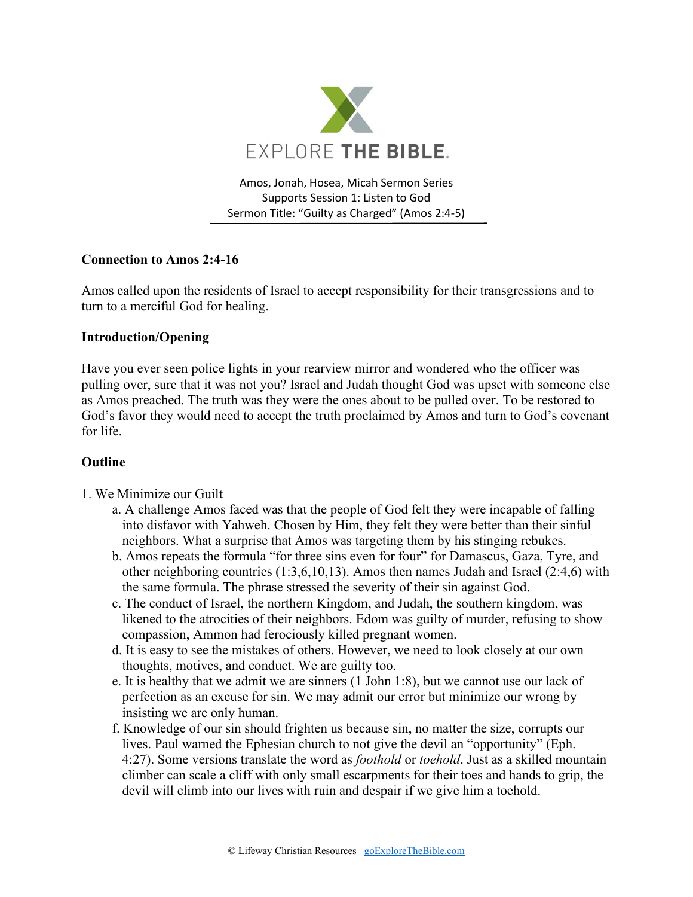EXPLORE THE BIBLE.

Amos, Jonah, Hosea, Micah Sermon Series
Supports Session 1: Listen to God
Sermon Title: "Guilty as Charged" (Amos 2:4-5)

**Connection to Amos 2:4-16**

Amos called upon the residents of Israel to accept responsibility for their transgressions and to turn to a merciful God for healing.

**Introduction/Opening**

Have you ever seen police lights in your rearview mirror and wondered who the officer was pulling over, sure that it was not you? Israel and Judah thought God was upset with someone else as Amos preached. The truth was they were the ones about to be pulled over. To be restored to God's favor they would need to accept the truth proclaimed by Amos and turn to God's covenant for life.

**Outline**

1. We Minimize our Guilt
   a. A challenge Amos faced was that the people of God felt they were incapable of falling into disfavor with Yahweh. Chosen by Him, they felt they were better than their sinful neighbors. What a surprise that Amos was targeting them by his stinging rebukes.
   b. Amos repeats the formula "for three sins even for four" for Damascus, Gaza, Tyre, and other neighboring countries (1:3,6,10,13). Amos then names Judah and Israel (2:4,6) with the same formula. The phrase stressed the severity of their sin against God.
   c. The conduct of Israel, the northern Kingdom, and Judah, the southern kingdom, was likened to the atrocities of their neighbors. Edom was guilty of murder, refusing to show compassion, Ammon had ferociously killed pregnant women.
   d. It is easy to see the mistakes of others. However, we need to look closely at our own thoughts, motives, and conduct. We are guilty too.
   e. It is healthy that we admit we are sinners (1 John 1:8), but we cannot use our lack of perfection as an excuse for sin. We may admit our error but minimize our wrong by insisting we are only human.
   f. Knowledge of our sin should frighten us because sin, no matter the size, corrupts our lives. Paul warned the Ephesian church to not give the devil an "opportunity" (Eph. 4:27). Some versions translate the word as *foothold* or *toehold*. Just as a skilled mountain climber can scale a cliff with only small escarpments for their toes and hands to grip, the devil will climb into our lives with ruin and despair if we give him a toehold.

© Lifeway Christian Resources goExploreTheBible.com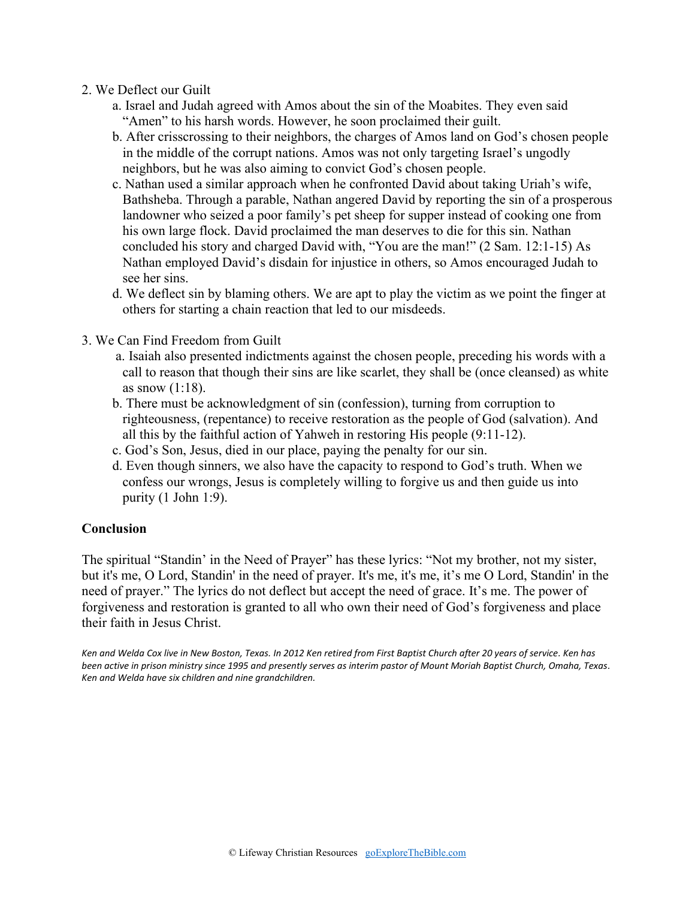2. We Deflect our Guilt
   a. Israel and Judah agreed with Amos about the sin of the Moabites. They even said "Amen" to his harsh words. However, he soon proclaimed their guilt.
   b. After crisscrossing to their neighbors, the charges of Amos land on God's chosen people in the middle of the corrupt nations. Amos was not only targeting Israel's ungodly neighbors, but he was also aiming to convict God's chosen people.
   c. Nathan used a similar approach when he confronted David about taking Uriah's wife, Bathsheba. Through a parable, Nathan angered David by reporting the sin of a prosperous landowner who seized a poor family's pet sheep for supper instead of cooking one from his own large flock. David proclaimed the man deserves to die for this sin. Nathan concluded his story and charged David with, "You are the man!" (2 Sam. 12:1-15) As Nathan employed David's disdain for injustice in others, so Amos encouraged Judah to see her sins.
   d. We deflect sin by blaming others. We are apt to play the victim as we point the finger at others for starting a chain reaction that led to our misdeeds.

3. We Can Find Freedom from Guilt
   a. Isaiah also presented indictments against the chosen people, preceding his words with a call to reason that though their sins are like scarlet, they shall be (once cleansed) as white as snow (1:18).
   b. There must be acknowledgment of sin (confession), turning from corruption to righteousness, (repentance) to receive restoration as the people of God (salvation). And all this by the faithful action of Yahweh in restoring His people (9:11-12).
   c. God's Son, Jesus, died in our place, paying the penalty for our sin.
   d. Even though sinners, we also have the capacity to respond to God's truth. When we confess our wrongs, Jesus is completely willing to forgive us and then guide us into purity (1 John 1:9).

**Conclusion**

The spiritual "Standin' in the Need of Prayer" has these lyrics: "Not my brother, not my sister, but it's me, O Lord, Standin' in the need of prayer. It's me, it's me, it's me O Lord, Standin' in the need of prayer." The lyrics do not deflect but accept the need of grace. It's me. The power of forgiveness and restoration is granted to all who own their need of God's forgiveness and place their faith in Jesus Christ.

*Ken and Welda Cox live in New Boston, Texas. In 2012 Ken retired from First Baptist Church after 20 years of service. Ken has been active in prison ministry since 1995 and presently serves as interim pastor of Mount Moriah Baptist Church, Omaha, Texas. Ken and Welda have six children and nine grandchildren.*

© Lifeway Christian Resources goExploreTheBible.com